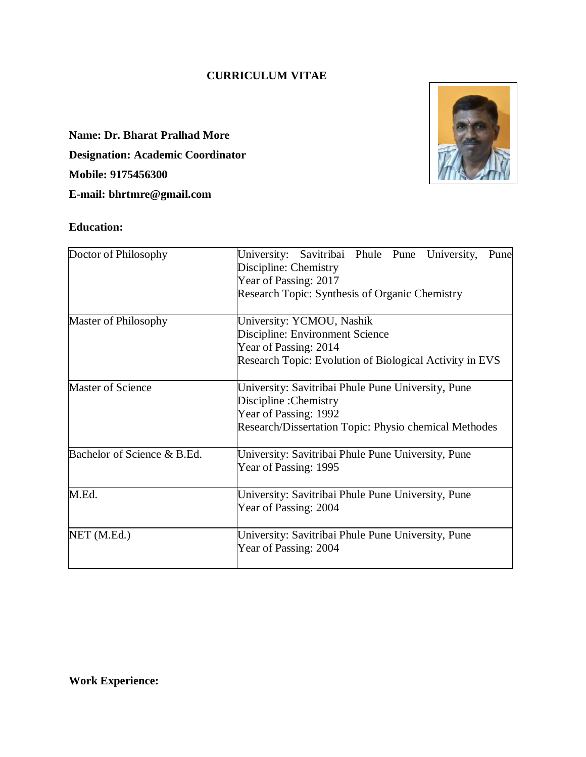# CURRICULUM VITAE

**Name: Dr. Bharat Pralhad More**

**Designation: Academic Coordinator**

**Mobile: 9175456300**

**E-mail: bhrtmre@gmail.com**

**Education:**

| | |
|---|---|
| Doctor of Philosophy | University: Savitribai Phule Pune University, Pune<br>Discipline: Chemistry<br>Year of Passing: 2017<br>Research Topic: Synthesis of Organic Chemistry |
| Master of Philosophy | University: YCMOU, Nashik<br>Discipline: Environment Science<br>Year of Passing: 2014<br>Research Topic: Evolution of Biological Activity in EVS |
| Master of Science | University: Savitribai Phule Pune University, Pune<br>Discipline :Chemistry<br>Year of Passing: 1992<br>Research/Dissertation Topic: Physio chemical Methodes |
| Bachelor of Science & B.Ed. | University: Savitribai Phule Pune University, Pune<br>Year of Passing: 1995 |
| M.Ed. | University: Savitribai Phule Pune University, Pune<br>Year of Passing: 2004 |
| NET (M.Ed.) | University: Savitribai Phule Pune University, Pune<br>Year of Passing: 2004 |

**Work Experience:**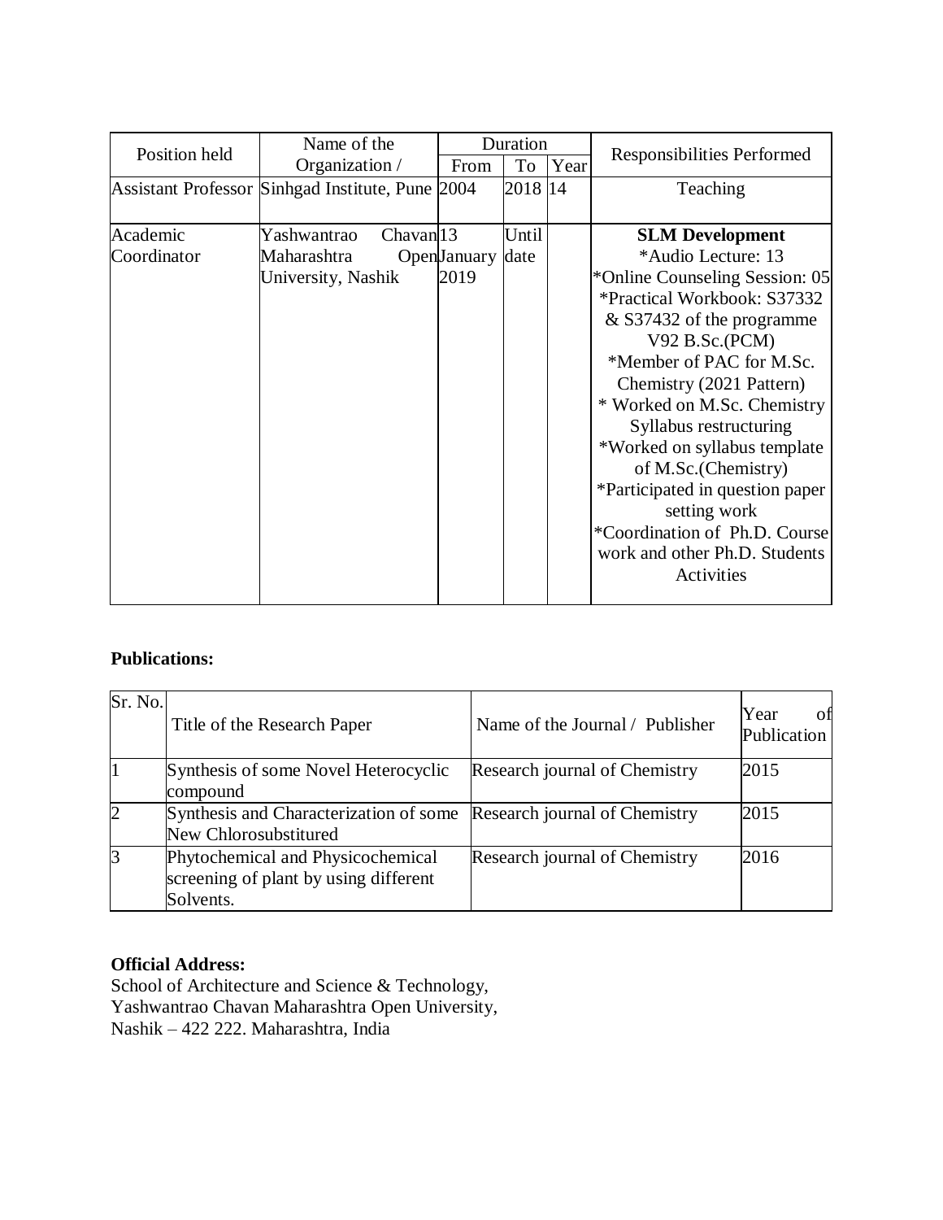| Position held | Name of the Organization / | Duration | | | Responsibilities Performed |
|---|---|---|---|---|---|
| | | From | To | Year | |
| Assistant Professor | Sinhgad Institute, Pune | 2004 | 2018 | 14 | Teaching |
| Academic Coordinator | Yashwantrao Chavan Maharashtra Open University, Nashik | 13 January 2019 | Until date | | **SLM Development**<br>*Audio Lecture: 13<br>*Online Counseling Session: 05<br>*Practical Workbook: S37332 & S37432 of the programme V92 B.Sc.(PCM)<br>*Member of PAC for M.Sc. Chemistry (2021 Pattern)<br>* Worked on M.Sc. Chemistry Syllabus restructuring<br>*Worked on syllabus template of M.Sc.(Chemistry)<br>*Participated in question paper setting work<br>*Coordination of Ph.D. Course work and other Ph.D. Students Activities |

**Publications:**

| Sr. No. | Title of the Research Paper | Name of the Journal / Publisher | Year of Publication |
|---|---|---|---|
| 1 | Synthesis of some Novel Heterocyclic compound | Research journal of Chemistry | 2015 |
| 2 | Synthesis and Characterization of some New Chlorosubstitured | Research journal of Chemistry | 2015 |
| 3 | Phytochemical and Physicochemical screening of plant by using different Solvents. | Research journal of Chemistry | 2016 |

**Official Address:**
School of Architecture and Science & Technology,
Yashwantrao Chavan Maharashtra Open University,
Nashik – 422 222. Maharashtra, India